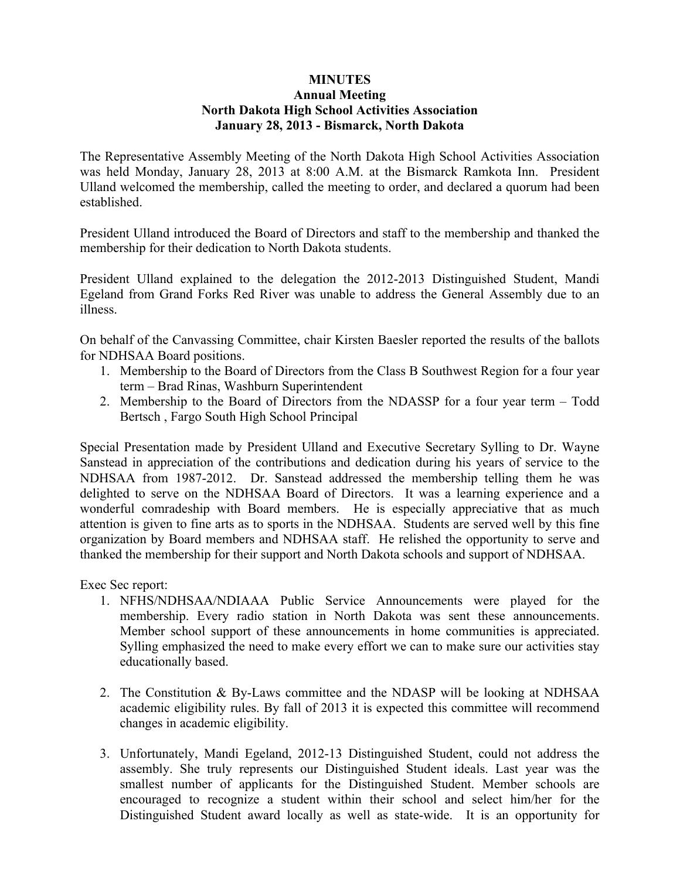# MINUTES
## Annual Meeting
## North Dakota High School Activities Association
## January 28, 2013 - Bismarck, North Dakota

The Representative Assembly Meeting of the North Dakota High School Activities Association was held Monday, January 28, 2013 at 8:00 A.M. at the Bismarck Ramkota Inn. President Ulland welcomed the membership, called the meeting to order, and declared a quorum had been established.

President Ulland introduced the Board of Directors and staff to the membership and thanked the membership for their dedication to North Dakota students.

President Ulland explained to the delegation the 2012-2013 Distinguished Student, Mandi Egeland from Grand Forks Red River was unable to address the General Assembly due to an illness.

On behalf of the Canvassing Committee, chair Kirsten Baesler reported the results of the ballots for NDHSAA Board positions.

1. Membership to the Board of Directors from the Class B Southwest Region for a four year term – Brad Rinas, Washburn Superintendent
2. Membership to the Board of Directors from the NDASSP for a four year term – Todd Bertsch , Fargo South High School Principal

Special Presentation made by President Ulland and Executive Secretary Sylling to Dr. Wayne Sanstead in appreciation of the contributions and dedication during his years of service to the NDHSAA from 1987-2012. Dr. Sanstead addressed the membership telling them he was delighted to serve on the NDHSAA Board of Directors. It was a learning experience and a wonderful comradeship with Board members. He is especially appreciative that as much attention is given to fine arts as to sports in the NDHSAA. Students are served well by this fine organization by Board members and NDHSAA staff. He relished the opportunity to serve and thanked the membership for their support and North Dakota schools and support of NDHSAA.

Exec Sec report:

1. NFHS/NDHSAA/NDIAAA Public Service Announcements were played for the membership. Every radio station in North Dakota was sent these announcements. Member school support of these announcements in home communities is appreciated. Sylling emphasized the need to make every effort we can to make sure our activities stay educationally based.

2. The Constitution & By-Laws committee and the NDASP will be looking at NDHSAA academic eligibility rules. By fall of 2013 it is expected this committee will recommend changes in academic eligibility.

3. Unfortunately, Mandi Egeland, 2012-13 Distinguished Student, could not address the assembly. She truly represents our Distinguished Student ideals. Last year was the smallest number of applicants for the Distinguished Student. Member schools are encouraged to recognize a student within their school and select him/her for the Distinguished Student award locally as well as state-wide. It is an opportunity for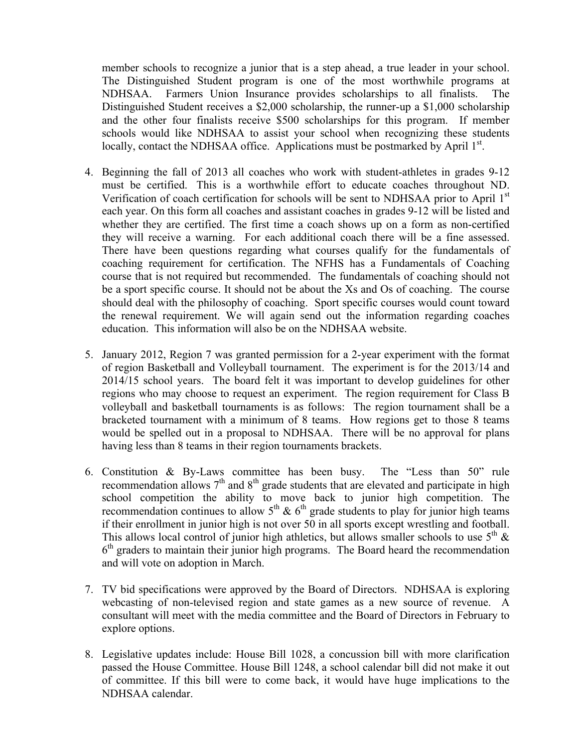member schools to recognize a junior that is a step ahead, a true leader in your school. The Distinguished Student program is one of the most worthwhile programs at NDHSAA. Farmers Union Insurance provides scholarships to all finalists. The Distinguished Student receives a $2,000 scholarship, the runner-up a $1,000 scholarship and the other four finalists receive $500 scholarships for this program. If member schools would like NDHSAA to assist your school when recognizing these students locally, contact the NDHSAA office. Applications must be postmarked by April 1st.

4. Beginning the fall of 2013 all coaches who work with student-athletes in grades 9-12 must be certified. This is a worthwhile effort to educate coaches throughout ND. Verification of coach certification for schools will be sent to NDHSAA prior to April 1st each year. On this form all coaches and assistant coaches in grades 9-12 will be listed and whether they are certified. The first time a coach shows up on a form as non-certified they will receive a warning. For each additional coach there will be a fine assessed. There have been questions regarding what courses qualify for the fundamentals of coaching requirement for certification. The NFHS has a Fundamentals of Coaching course that is not required but recommended. The fundamentals of coaching should not be a sport specific course. It should not be about the Xs and Os of coaching. The course should deal with the philosophy of coaching. Sport specific courses would count toward the renewal requirement. We will again send out the information regarding coaches education. This information will also be on the NDHSAA website.

5. January 2012, Region 7 was granted permission for a 2-year experiment with the format of region Basketball and Volleyball tournament. The experiment is for the 2013/14 and 2014/15 school years. The board felt it was important to develop guidelines for other regions who may choose to request an experiment. The region requirement for Class B volleyball and basketball tournaments is as follows: The region tournament shall be a bracketed tournament with a minimum of 8 teams. How regions get to those 8 teams would be spelled out in a proposal to NDHSAA. There will be no approval for plans having less than 8 teams in their region tournaments brackets.

6. Constitution & By-Laws committee has been busy. The "Less than 50" rule recommendation allows 7th and 8th grade students that are elevated and participate in high school competition the ability to move back to junior high competition. The recommendation continues to allow 5th & 6th grade students to play for junior high teams if their enrollment in junior high is not over 50 in all sports except wrestling and football. This allows local control of junior high athletics, but allows smaller schools to use 5th & 6th graders to maintain their junior high programs. The Board heard the recommendation and will vote on adoption in March.

7. TV bid specifications were approved by the Board of Directors. NDHSAA is exploring webcasting of non-televised region and state games as a new source of revenue. A consultant will meet with the media committee and the Board of Directors in February to explore options.

8. Legislative updates include: House Bill 1028, a concussion bill with more clarification passed the House Committee. House Bill 1248, a school calendar bill did not make it out of committee. If this bill were to come back, it would have huge implications to the NDHSAA calendar.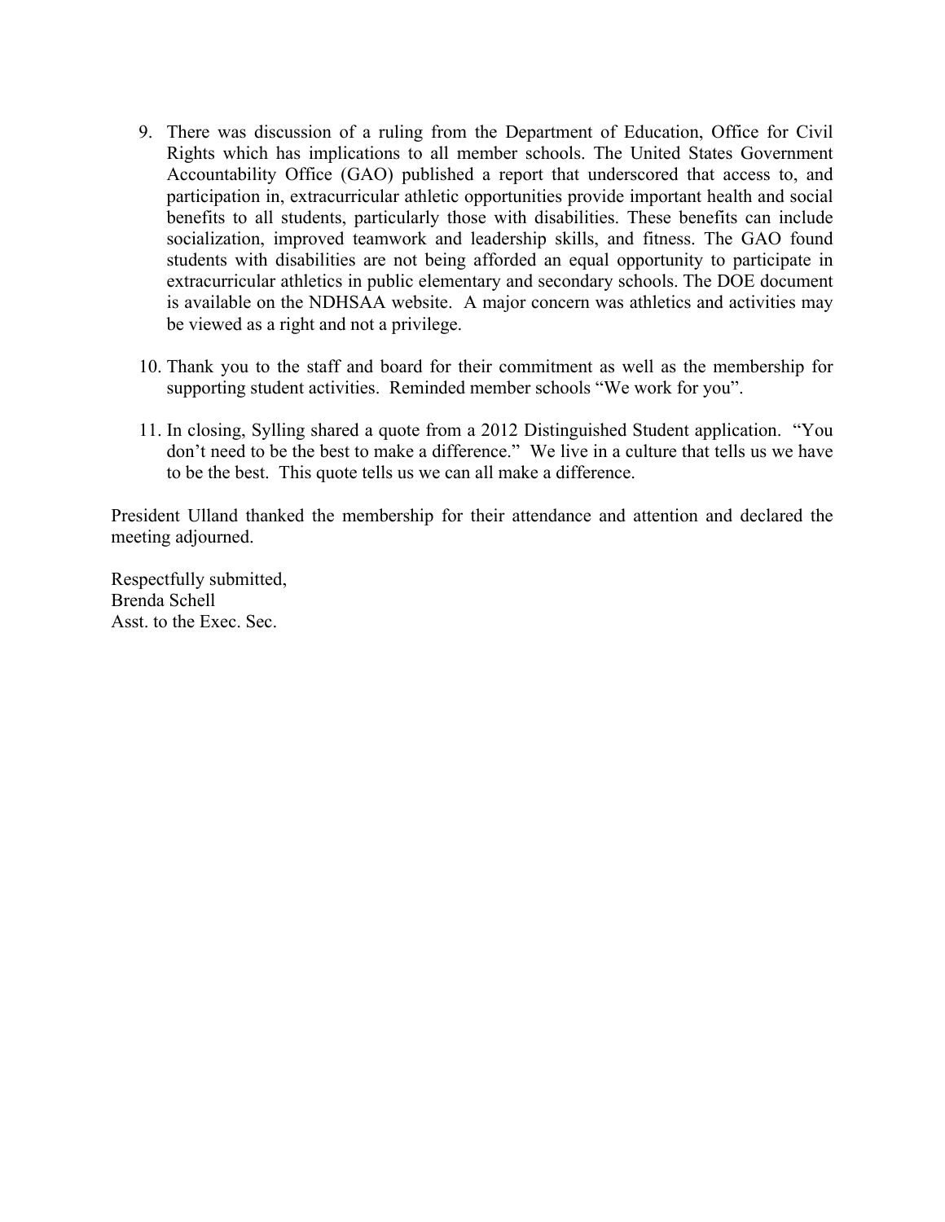9. There was discussion of a ruling from the Department of Education, Office for Civil Rights which has implications to all member schools. The United States Government Accountability Office (GAO) published a report that underscored that access to, and participation in, extracurricular athletic opportunities provide important health and social benefits to all students, particularly those with disabilities. These benefits can include socialization, improved teamwork and leadership skills, and fitness. The GAO found students with disabilities are not being afforded an equal opportunity to participate in extracurricular athletics in public elementary and secondary schools. The DOE document is available on the NDHSAA website. A major concern was athletics and activities may be viewed as a right and not a privilege.

10. Thank you to the staff and board for their commitment as well as the membership for supporting student activities. Reminded member schools "We work for you".

11. In closing, Sylling shared a quote from a 2012 Distinguished Student application. "You don't need to be the best to make a difference." We live in a culture that tells us we have to be the best. This quote tells us we can all make a difference.

President Ulland thanked the membership for their attendance and attention and declared the meeting adjourned.

Respectfully submitted,
Brenda Schell
Asst. to the Exec. Sec.